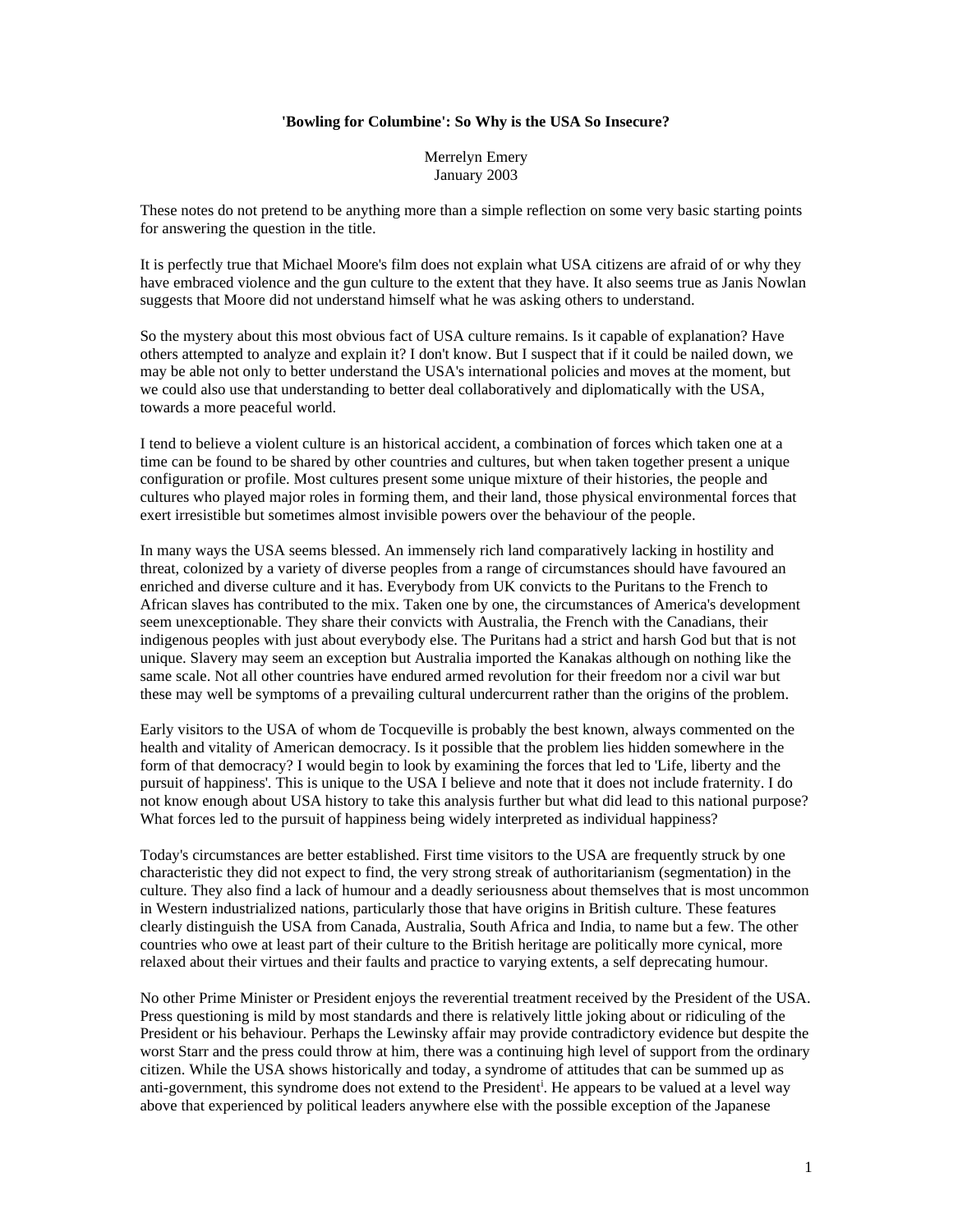**'Bowling for Columbine': So Why is the USA So Insecure?**

Merrelyn Emery
January 2003

These notes do not pretend to be anything more than a simple reflection on some very basic starting points for answering the question in the title.

It is perfectly true that Michael Moore's film does not explain what USA citizens are afraid of or why they have embraced violence and the gun culture to the extent that they have. It also seems true as Janis Nowlan suggests that Moore did not understand himself what he was asking others to understand.

So the mystery about this most obvious fact of USA culture remains. Is it capable of explanation? Have others attempted to analyze and explain it? I don't know. But I suspect that if it could be nailed down, we may be able not only to better understand the USA's international policies and moves at the moment, but we could also use that understanding to better deal collaboratively and diplomatically with the USA, towards a more peaceful world.

I tend to believe a violent culture is an historical accident, a combination of forces which taken one at a time can be found to be shared by other countries and cultures, but when taken together present a unique configuration or profile. Most cultures present some unique mixture of their histories, the people and cultures who played major roles in forming them, and their land, those physical environmental forces that exert irresistible but sometimes almost invisible powers over the behaviour of the people.

In many ways the USA seems blessed. An immensely rich land comparatively lacking in hostility and threat, colonized by a variety of diverse peoples from a range of circumstances should have favoured an enriched and diverse culture and it has. Everybody from UK convicts to the Puritans to the French to African slaves has contributed to the mix. Taken one by one, the circumstances of America's development seem unexceptionable. They share their convicts with Australia, the French with the Canadians, their indigenous peoples with just about everybody else. The Puritans had a strict and harsh God but that is not unique. Slavery may seem an exception but Australia imported the Kanakas although on nothing like the same scale. Not all other countries have endured armed revolution for their freedom nor a civil war but these may well be symptoms of a prevailing cultural undercurrent rather than the origins of the problem.

Early visitors to the USA of whom de Tocqueville is probably the best known, always commented on the health and vitality of American democracy. Is it possible that the problem lies hidden somewhere in the form of that democracy? I would begin to look by examining the forces that led to 'Life, liberty and the pursuit of happiness'. This is unique to the USA I believe and note that it does not include fraternity. I do not know enough about USA history to take this analysis further but what did lead to this national purpose? What forces led to the pursuit of happiness being widely interpreted as individual happiness?

Today's circumstances are better established. First time visitors to the USA are frequently struck by one characteristic they did not expect to find, the very strong streak of authoritarianism (segmentation) in the culture. They also find a lack of humour and a deadly seriousness about themselves that is most uncommon in Western industrialized nations, particularly those that have origins in British culture. These features clearly distinguish the USA from Canada, Australia, South Africa and India, to name but a few. The other countries who owe at least part of their culture to the British heritage are politically more cynical, more relaxed about their virtues and their faults and practice to varying extents, a self deprecating humour.

No other Prime Minister or President enjoys the reverential treatment received by the President of the USA. Press questioning is mild by most standards and there is relatively little joking about or ridiculing of the President or his behaviour. Perhaps the Lewinsky affair may provide contradictory evidence but despite the worst Starr and the press could throw at him, there was a continuing high level of support from the ordinary citizen. While the USA shows historically and today, a syndrome of attitudes that can be summed up as anti-government, this syndrome does not extend to the President[i]. He appears to be valued at a level way above that experienced by political leaders anywhere else with the possible exception of the Japanese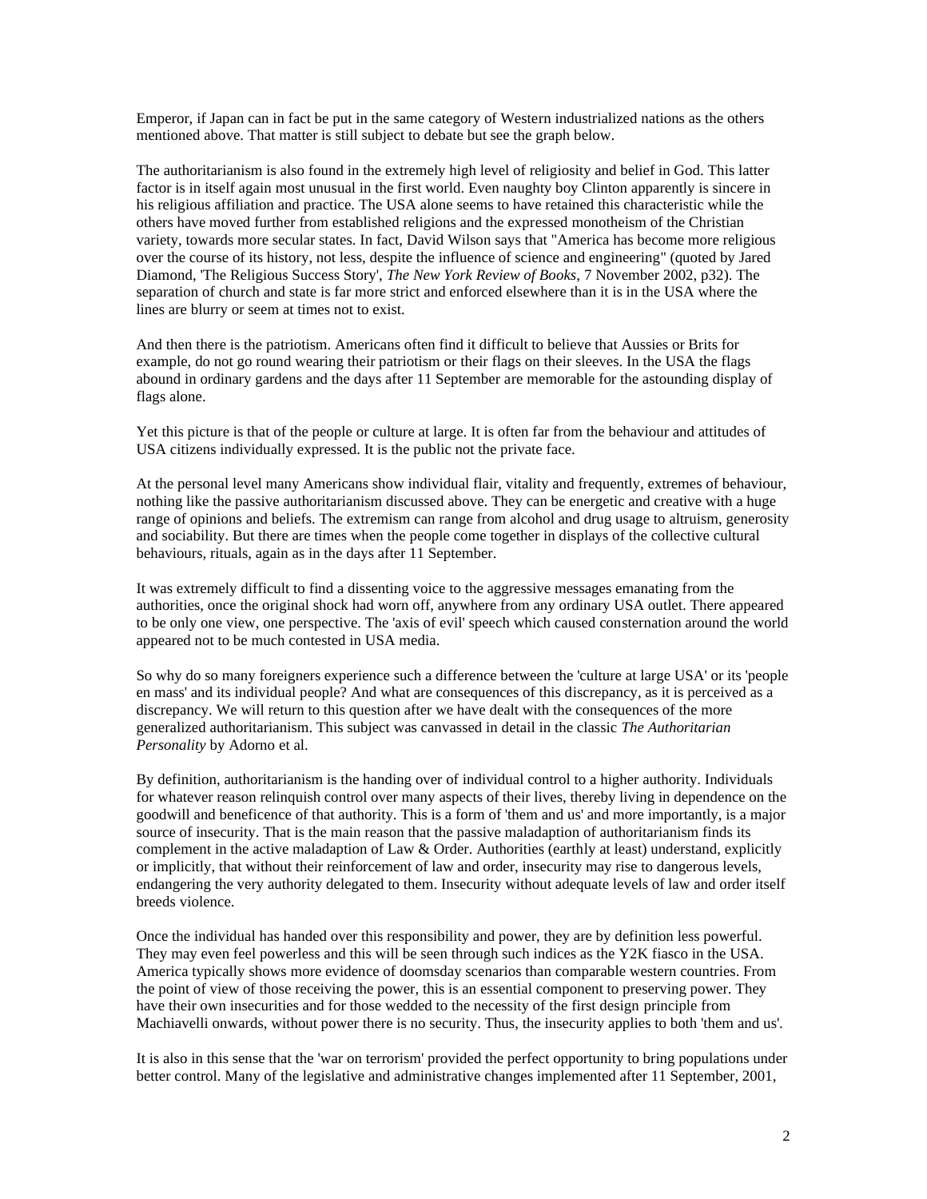Emperor, if Japan can in fact be put in the same category of Western industrialized nations as the others mentioned above. That matter is still subject to debate but see the graph below.

The authoritarianism is also found in the extremely high level of religiosity and belief in God. This latter factor is in itself again most unusual in the first world. Even naughty boy Clinton apparently is sincere in his religious affiliation and practice. The USA alone seems to have retained this characteristic while the others have moved further from established religions and the expressed monotheism of the Christian variety, towards more secular states. In fact, David Wilson says that "America has become more religious over the course of its history, not less, despite the influence of science and engineering" (quoted by Jared Diamond, 'The Religious Success Story', *The New York Review of Books*, 7 November 2002, p32). The separation of church and state is far more strict and enforced elsewhere than it is in the USA where the lines are blurry or seem at times not to exist.

And then there is the patriotism. Americans often find it difficult to believe that Aussies or Brits for example, do not go round wearing their patriotism or their flags on their sleeves. In the USA the flags abound in ordinary gardens and the days after 11 September are memorable for the astounding display of flags alone.

Yet this picture is that of the people or culture at large. It is often far from the behaviour and attitudes of USA citizens individually expressed. It is the public not the private face.

At the personal level many Americans show individual flair, vitality and frequently, extremes of behaviour, nothing like the passive authoritarianism discussed above. They can be energetic and creative with a huge range of opinions and beliefs. The extremism can range from alcohol and drug usage to altruism, generosity and sociability. But there are times when the people come together in displays of the collective cultural behaviours, rituals, again as in the days after 11 September.

It was extremely difficult to find a dissenting voice to the aggressive messages emanating from the authorities, once the original shock had worn off, anywhere from any ordinary USA outlet. There appeared to be only one view, one perspective. The 'axis of evil' speech which caused consternation around the world appeared not to be much contested in USA media.

So why do so many foreigners experience such a difference between the 'culture at large USA' or its 'people en mass' and its individual people? And what are consequences of this discrepancy, as it is perceived as a discrepancy. We will return to this question after we have dealt with the consequences of the more generalized authoritarianism. This subject was canvassed in detail in the classic *The Authoritarian Personality* by Adorno et al.

By definition, authoritarianism is the handing over of individual control to a higher authority. Individuals for whatever reason relinquish control over many aspects of their lives, thereby living in dependence on the goodwill and beneficence of that authority. This is a form of 'them and us' and more importantly, is a major source of insecurity. That is the main reason that the passive maladaption of authoritarianism finds its complement in the active maladaption of Law & Order. Authorities (earthly at least) understand, explicitly or implicitly, that without their reinforcement of law and order, insecurity may rise to dangerous levels, endangering the very authority delegated to them. Insecurity without adequate levels of law and order itself breeds violence.

Once the individual has handed over this responsibility and power, they are by definition less powerful. They may even feel powerless and this will be seen through such indices as the Y2K fiasco in the USA. America typically shows more evidence of doomsday scenarios than comparable western countries. From the point of view of those receiving the power, this is an essential component to preserving power. They have their own insecurities and for those wedded to the necessity of the first design principle from Machiavelli onwards, without power there is no security. Thus, the insecurity applies to both 'them and us'.

It is also in this sense that the 'war on terrorism' provided the perfect opportunity to bring populations under better control. Many of the legislative and administrative changes implemented after 11 September, 2001,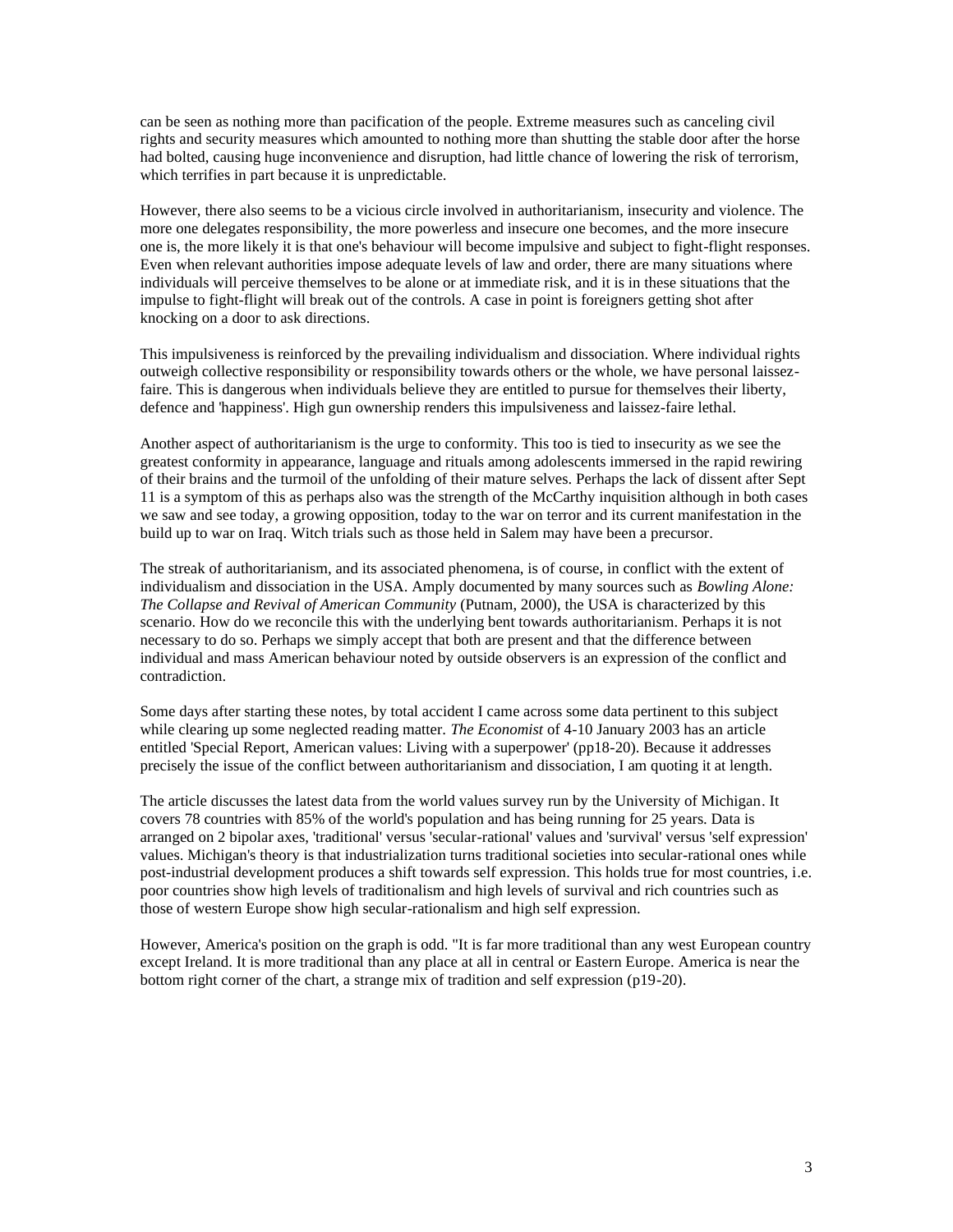can be seen as nothing more than pacification of the people. Extreme measures such as canceling civil rights and security measures which amounted to nothing more than shutting the stable door after the horse had bolted, causing huge inconvenience and disruption, had little chance of lowering the risk of terrorism, which terrifies in part because it is unpredictable.

However, there also seems to be a vicious circle involved in authoritarianism, insecurity and violence. The more one delegates responsibility, the more powerless and insecure one becomes, and the more insecure one is, the more likely it is that one's behaviour will become impulsive and subject to fight-flight responses. Even when relevant authorities impose adequate levels of law and order, there are many situations where individuals will perceive themselves to be alone or at immediate risk, and it is in these situations that the impulse to fight-flight will break out of the controls. A case in point is foreigners getting shot after knocking on a door to ask directions.

This impulsiveness is reinforced by the prevailing individualism and dissociation. Where individual rights outweigh collective responsibility or responsibility towards others or the whole, we have personal laissez-faire. This is dangerous when individuals believe they are entitled to pursue for themselves their liberty, defence and 'happiness'. High gun ownership renders this impulsiveness and laissez-faire lethal.

Another aspect of authoritarianism is the urge to conformity. This too is tied to insecurity as we see the greatest conformity in appearance, language and rituals among adolescents immersed in the rapid rewiring of their brains and the turmoil of the unfolding of their mature selves. Perhaps the lack of dissent after Sept 11 is a symptom of this as perhaps also was the strength of the McCarthy inquisition although in both cases we saw and see today, a growing opposition, today to the war on terror and its current manifestation in the build up to war on Iraq. Witch trials such as those held in Salem may have been a precursor.

The streak of authoritarianism, and its associated phenomena, is of course, in conflict with the extent of individualism and dissociation in the USA. Amply documented by many sources such as *Bowling Alone: The Collapse and Revival of American Community* (Putnam, 2000), the USA is characterized by this scenario. How do we reconcile this with the underlying bent towards authoritarianism. Perhaps it is not necessary to do so. Perhaps we simply accept that both are present and that the difference between individual and mass American behaviour noted by outside observers is an expression of the conflict and contradiction.

Some days after starting these notes, by total accident I came across some data pertinent to this subject while clearing up some neglected reading matter. *The Economist* of 4-10 January 2003 has an article entitled 'Special Report, American values: Living with a superpower' (pp18-20). Because it addresses precisely the issue of the conflict between authoritarianism and dissociation, I am quoting it at length.

The article discusses the latest data from the world values survey run by the University of Michigan. It covers 78 countries with 85% of the world's population and has being running for 25 years. Data is arranged on 2 bipolar axes, 'traditional' versus 'secular-rational' values and 'survival' versus 'self expression' values. Michigan's theory is that industrialization turns traditional societies into secular-rational ones while post-industrial development produces a shift towards self expression. This holds true for most countries, i.e. poor countries show high levels of traditionalism and high levels of survival and rich countries such as those of western Europe show high secular-rationalism and high self expression.

However, America's position on the graph is odd. "It is far more traditional than any west European country except Ireland. It is more traditional than any place at all in central or Eastern Europe. America is near the bottom right corner of the chart, a strange mix of tradition and self expression (p19-20).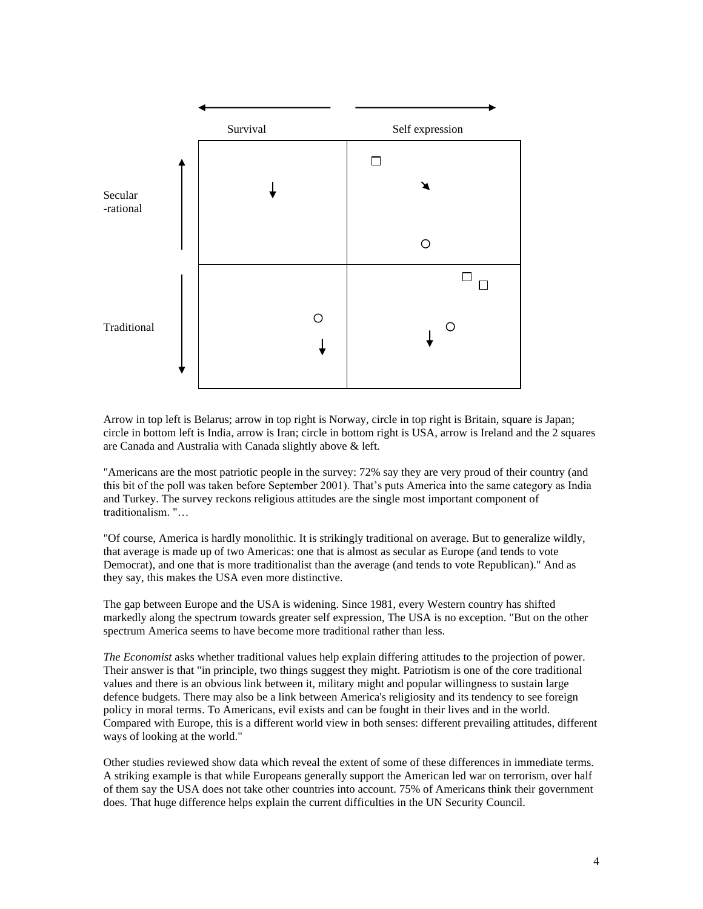Survival

Self expression

Secular
-rational

Traditional

Arrow in top left is Belarus; arrow in top right is Norway, circle in top right is Britain, square is Japan; circle in bottom left is India, arrow is Iran; circle in bottom right is USA, arrow is Ireland and the 2 squares are Canada and Australia with Canada slightly above & left.

"Americans are the most patriotic people in the survey: 72% say they are very proud of their country (and this bit of the poll was taken before September 2001). That's puts America into the same category as India and Turkey. The survey reckons religious attitudes are the single most important component of traditionalism. "…

"Of course, America is hardly monolithic. It is strikingly traditional on average. But to generalize wildly, that average is made up of two Americas: one that is almost as secular as Europe (and tends to vote Democrat), and one that is more traditionalist than the average (and tends to vote Republican)." And as they say, this makes the USA even more distinctive.

The gap between Europe and the USA is widening. Since 1981, every Western country has shifted markedly along the spectrum towards greater self expression, The USA is no exception. "But on the other spectrum America seems to have become more traditional rather than less.

*The Economist* asks whether traditional values help explain differing attitudes to the projection of power. Their answer is that "in principle, two things suggest they might. Patriotism is one of the core traditional values and there is an obvious link between it, military might and popular willingness to sustain large defence budgets. There may also be a link between America's religiosity and its tendency to see foreign policy in moral terms. To Americans, evil exists and can be fought in their lives and in the world. Compared with Europe, this is a different world view in both senses: different prevailing attitudes, different ways of looking at the world."

Other studies reviewed show data which reveal the extent of some of these differences in immediate terms. A striking example is that while Europeans generally support the American led war on terrorism, over half of them say the USA does not take other countries into account. 75% of Americans think their government does. That huge difference helps explain the current difficulties in the UN Security Council.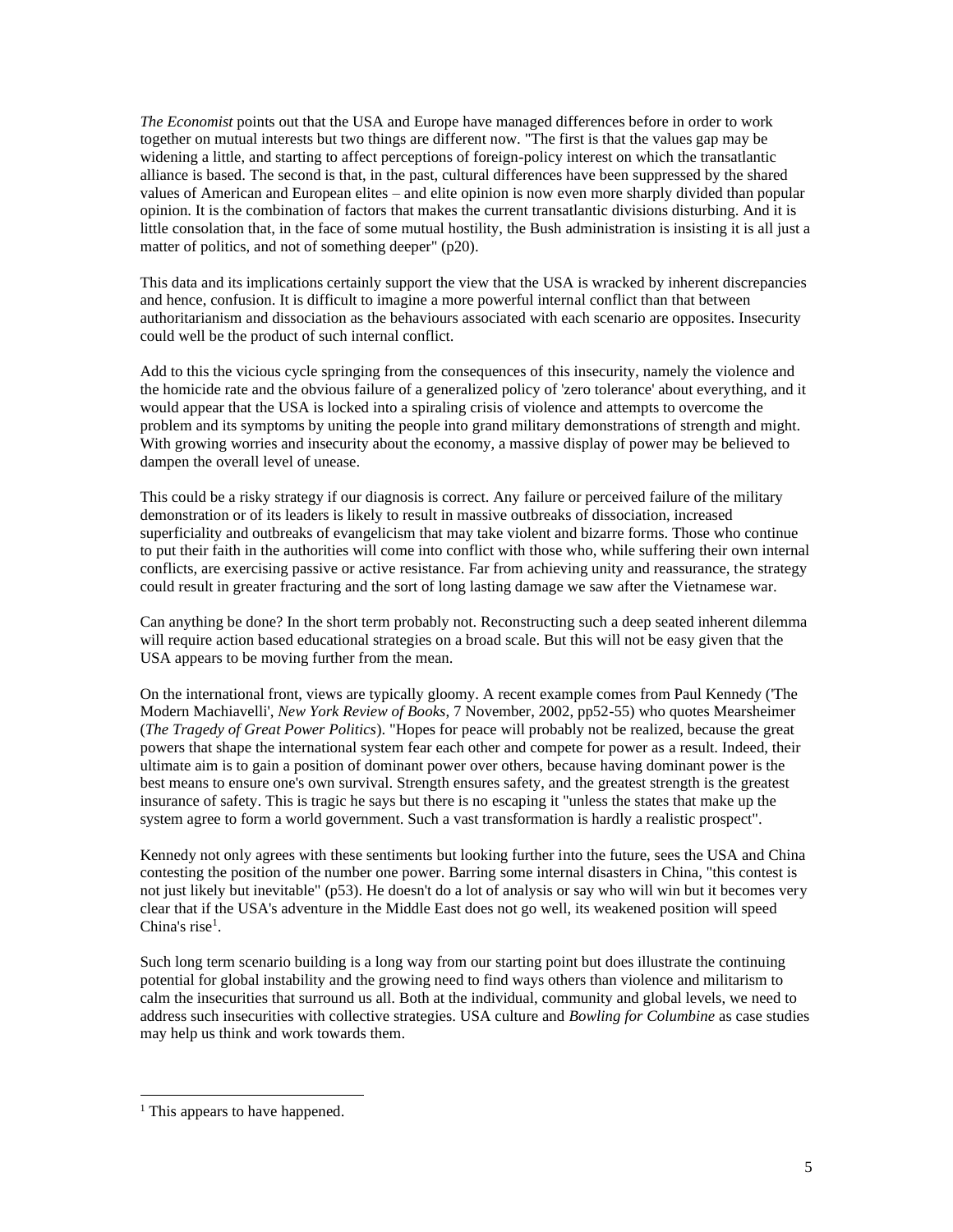*The Economist* points out that the USA and Europe have managed differences before in order to work together on mutual interests but two things are different now. "The first is that the values gap may be widening a little, and starting to affect perceptions of foreign-policy interest on which the transatlantic alliance is based. The second is that, in the past, cultural differences have been suppressed by the shared values of American and European elites – and elite opinion is now even more sharply divided than popular opinion. It is the combination of factors that makes the current transatlantic divisions disturbing. And it is little consolation that, in the face of some mutual hostility, the Bush administration is insisting it is all just a matter of politics, and not of something deeper" (p20).

This data and its implications certainly support the view that the USA is wracked by inherent discrepancies and hence, confusion. It is difficult to imagine a more powerful internal conflict than that between authoritarianism and dissociation as the behaviours associated with each scenario are opposites. Insecurity could well be the product of such internal conflict.

Add to this the vicious cycle springing from the consequences of this insecurity, namely the violence and the homicide rate and the obvious failure of a generalized policy of 'zero tolerance' about everything, and it would appear that the USA is locked into a spiraling crisis of violence and attempts to overcome the problem and its symptoms by uniting the people into grand military demonstrations of strength and might. With growing worries and insecurity about the economy, a massive display of power may be believed to dampen the overall level of unease.

This could be a risky strategy if our diagnosis is correct. Any failure or perceived failure of the military demonstration or of its leaders is likely to result in massive outbreaks of dissociation, increased superficiality and outbreaks of evangelicism that may take violent and bizarre forms. Those who continue to put their faith in the authorities will come into conflict with those who, while suffering their own internal conflicts, are exercising passive or active resistance. Far from achieving unity and reassurance, the strategy could result in greater fracturing and the sort of long lasting damage we saw after the Vietnamese war.

Can anything be done? In the short term probably not. Reconstructing such a deep seated inherent dilemma will require action based educational strategies on a broad scale. But this will not be easy given that the USA appears to be moving further from the mean.

On the international front, views are typically gloomy. A recent example comes from Paul Kennedy ('The Modern Machiavelli', *New York Review of Books*, 7 November, 2002, pp52-55) who quotes Mearsheimer (*The Tragedy of Great Power Politics*). "Hopes for peace will probably not be realized, because the great powers that shape the international system fear each other and compete for power as a result. Indeed, their ultimate aim is to gain a position of dominant power over others, because having dominant power is the best means to ensure one's own survival. Strength ensures safety, and the greatest strength is the greatest insurance of safety. This is tragic he says but there is no escaping it "unless the states that make up the system agree to form a world government. Such a vast transformation is hardly a realistic prospect".

Kennedy not only agrees with these sentiments but looking further into the future, sees the USA and China contesting the position of the number one power. Barring some internal disasters in China, "this contest is not just likely but inevitable" (p53). He doesn't do a lot of analysis or say who will win but it becomes very clear that if the USA's adventure in the Middle East does not go well, its weakened position will speed China's rise[1].

Such long term scenario building is a long way from our starting point but does illustrate the continuing potential for global instability and the growing need to find ways others than violence and militarism to calm the insecurities that surround us all. Both at the individual, community and global levels, we need to address such insecurities with collective strategies. USA culture and *Bowling for Columbine* as case studies may help us think and work towards them.

---

[1] This appears to have happened.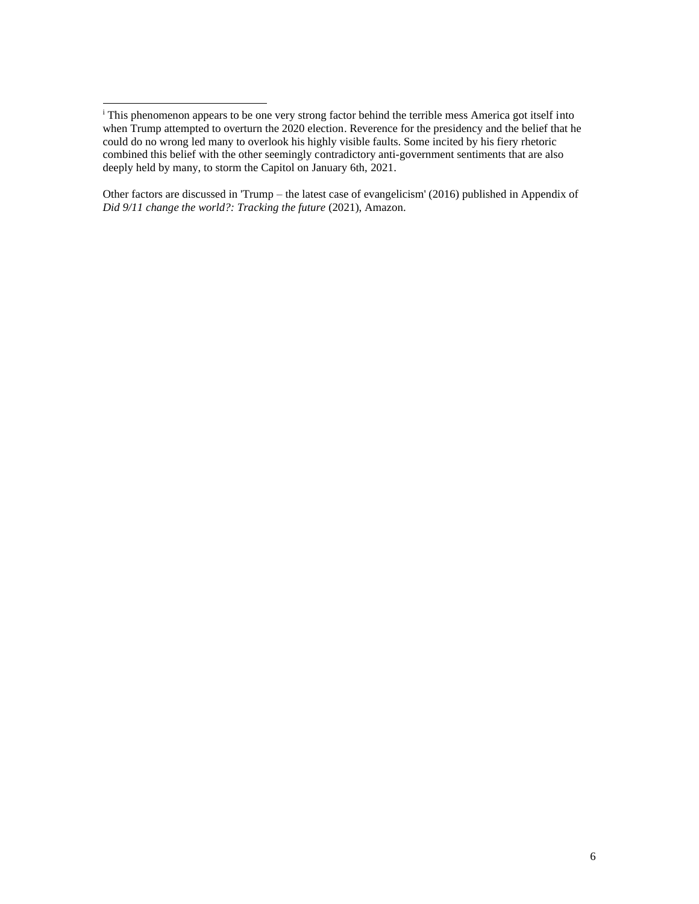[i] This phenomenon appears to be one very strong factor behind the terrible mess America got itself into when Trump attempted to overturn the 2020 election. Reverence for the presidency and the belief that he could do no wrong led many to overlook his highly visible faults. Some incited by his fiery rhetoric combined this belief with the other seemingly contradictory anti-government sentiments that are also deeply held by many, to storm the Capitol on January 6th, 2021.

Other factors are discussed in 'Trump – the latest case of evangelicism' (2016) published in Appendix of *Did 9/11 change the world?: Tracking the future* (2021), Amazon.